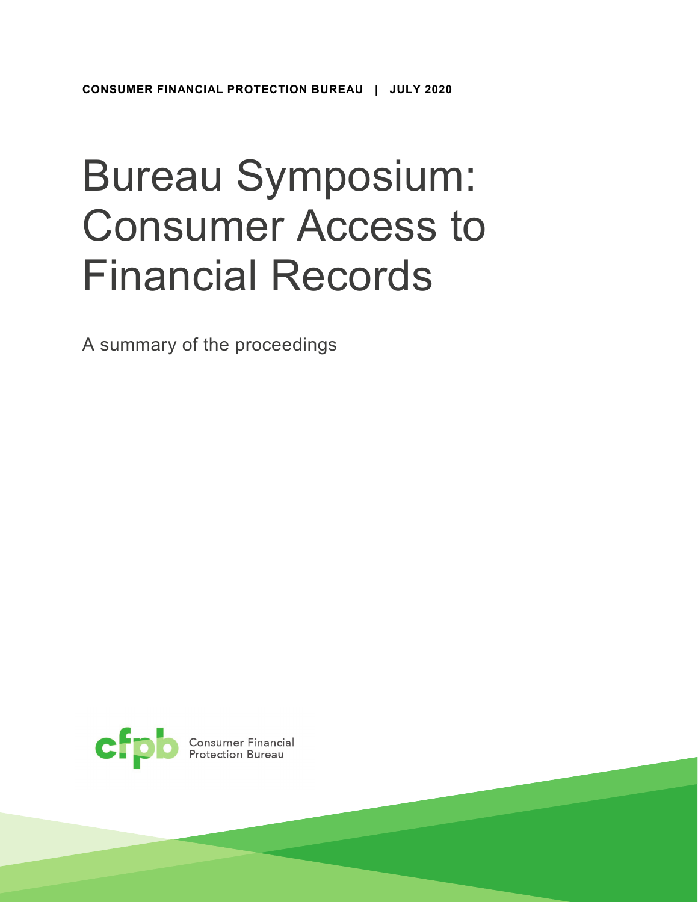**CONSUMER FINANCIAL PROTECTION BUREAU | JULY 2020**

# Bureau Symposium: Consumer Access to Financial Records

A summary of the proceedings

Consumer Financial Protection Bureau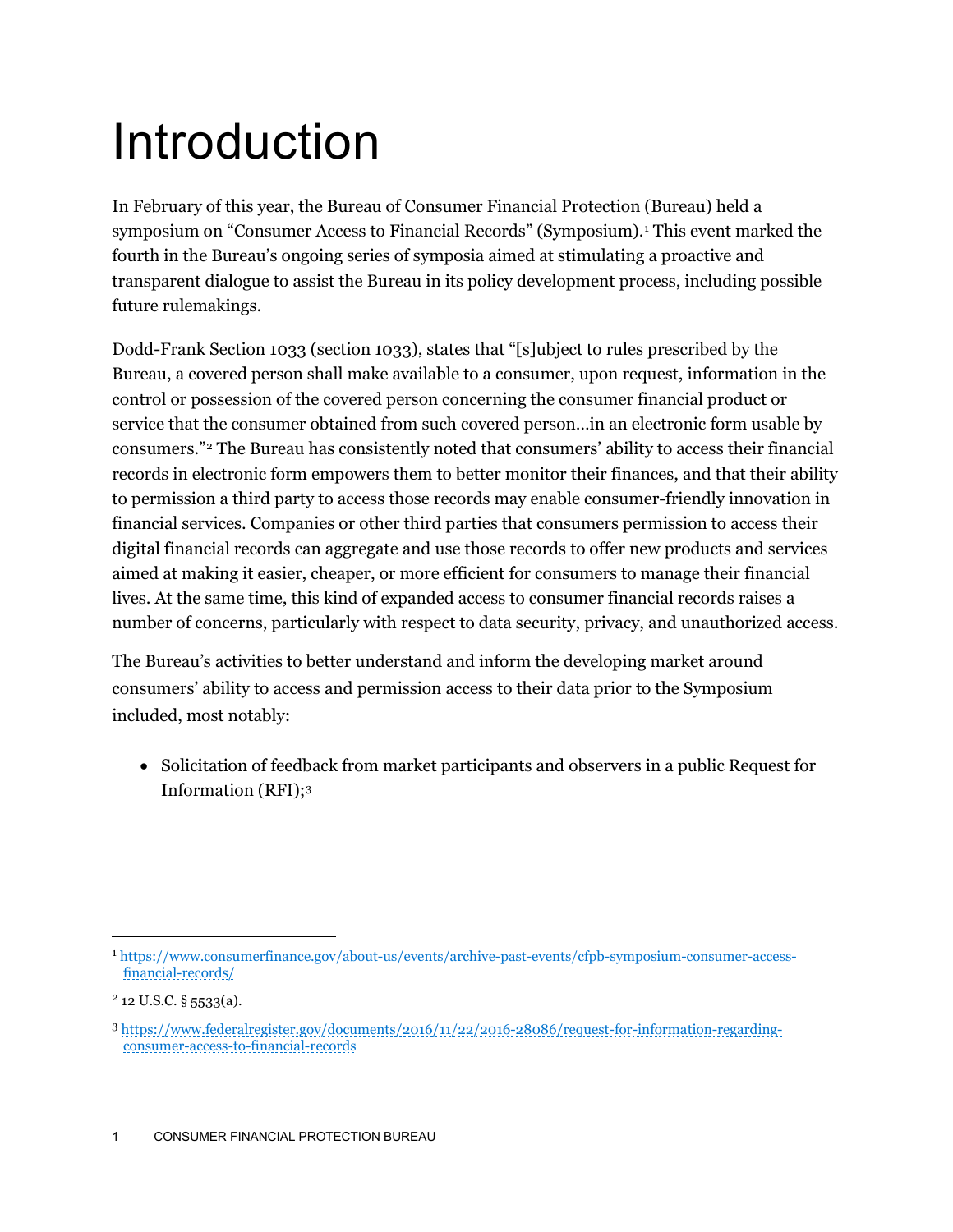# Introduction

In February of this year, the Bureau of Consumer Financial Protection (Bureau) held a symposium on "Consumer Access to Financial Records" (Symposium).[1] This event marked the fourth in the Bureau's ongoing series of symposia aimed at stimulating a proactive and transparent dialogue to assist the Bureau in its policy development process, including possible future rulemakings.

Dodd-Frank Section 1033 (section 1033), states that "[s]ubject to rules prescribed by the Bureau, a covered person shall make available to a consumer, upon request, information in the control or possession of the covered person concerning the consumer financial product or service that the consumer obtained from such covered person…in an electronic form usable by consumers."[2] The Bureau has consistently noted that consumers' ability to access their financial records in electronic form empowers them to better monitor their finances, and that their ability to permission a third party to access those records may enable consumer-friendly innovation in financial services. Companies or other third parties that consumers permission to access their digital financial records can aggregate and use those records to offer new products and services aimed at making it easier, cheaper, or more efficient for consumers to manage their financial lives. At the same time, this kind of expanded access to consumer financial records raises a number of concerns, particularly with respect to data security, privacy, and unauthorized access.

The Bureau's activities to better understand and inform the developing market around consumers' ability to access and permission access to their data prior to the Symposium included, most notably:

- Solicitation of feedback from market participants and observers in a public Request for Information (RFI);[3]

---

[1] https://www.consumerfinance.gov/about-us/events/archive-past-events/cfpb-symposium-consumer-access-financial-records/

[2] 12 U.S.C. § 5533(a).

[3] https://www.federalregister.gov/documents/2016/11/22/2016-28086/request-for-information-regarding-consumer-access-to-financial-records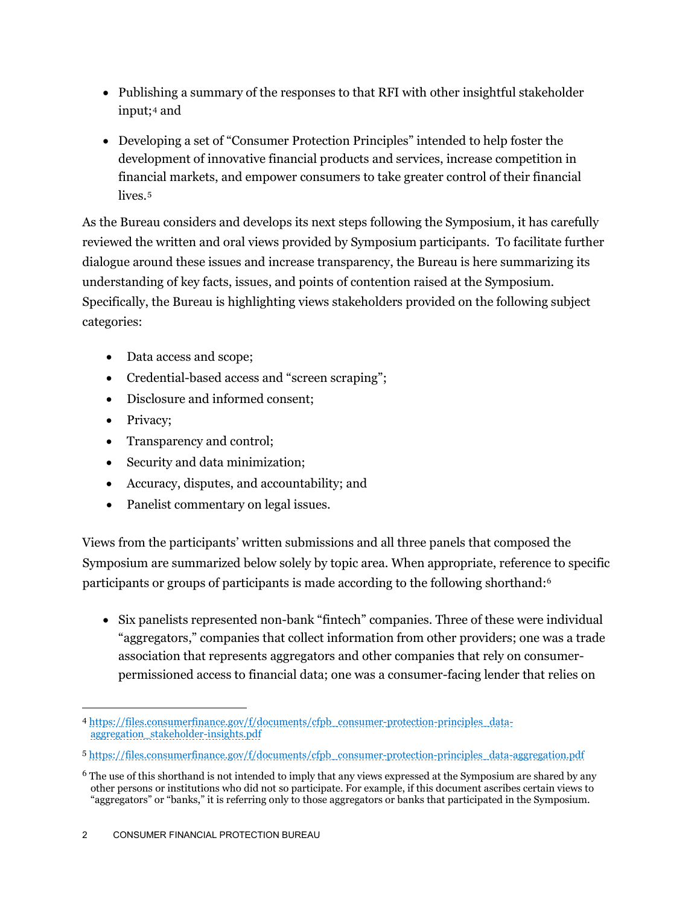- Publishing a summary of the responses to that RFI with other insightful stakeholder input;[4] and
- Developing a set of "Consumer Protection Principles" intended to help foster the development of innovative financial products and services, increase competition in financial markets, and empower consumers to take greater control of their financial lives.[5]

As the Bureau considers and develops its next steps following the Symposium, it has carefully reviewed the written and oral views provided by Symposium participants. To facilitate further dialogue around these issues and increase transparency, the Bureau is here summarizing its understanding of key facts, issues, and points of contention raised at the Symposium. Specifically, the Bureau is highlighting views stakeholders provided on the following subject categories:

- Data access and scope;
- Credential-based access and "screen scraping";
- Disclosure and informed consent;
- Privacy;
- Transparency and control;
- Security and data minimization;
- Accuracy, disputes, and accountability; and
- Panelist commentary on legal issues.

Views from the participants' written submissions and all three panels that composed the Symposium are summarized below solely by topic area. When appropriate, reference to specific participants or groups of participants is made according to the following shorthand:[6]

- Six panelists represented non-bank "fintech" companies. Three of these were individual "aggregators," companies that collect information from other providers; one was a trade association that represents aggregators and other companies that rely on consumer-permissioned access to financial data; one was a consumer-facing lender that relies on

---

[4] https://files.consumerfinance.gov/f/documents/cfpb_consumer-protection-principles_data-aggregation_stakeholder-insights.pdf

[5] https://files.consumerfinance.gov/f/documents/cfpb_consumer-protection-principles_data-aggregation.pdf

[6] The use of this shorthand is not intended to imply that any views expressed at the Symposium are shared by any other persons or institutions who did not so participate. For example, if this document ascribes certain views to "aggregators" or "banks," it is referring only to those aggregators or banks that participated in the Symposium.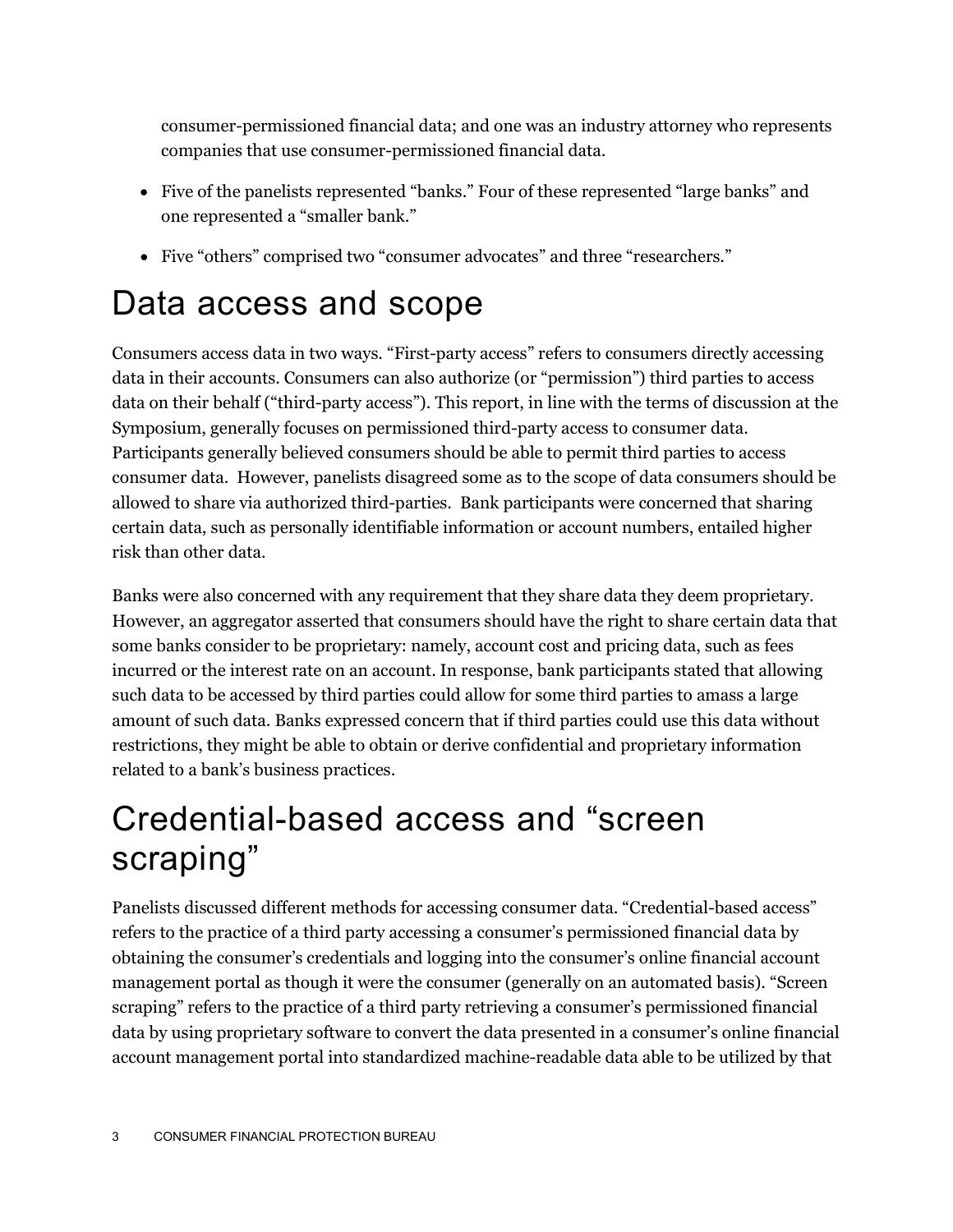consumer-permissioned financial data; and one was an industry attorney who represents companies that use consumer-permissioned financial data.

- Five of the panelists represented "banks." Four of these represented "large banks" and one represented a "smaller bank."
- Five "others" comprised two "consumer advocates" and three "researchers."

# Data access and scope

Consumers access data in two ways. "First-party access" refers to consumers directly accessing data in their accounts. Consumers can also authorize (or "permission") third parties to access data on their behalf ("third-party access"). This report, in line with the terms of discussion at the Symposium, generally focuses on permissioned third-party access to consumer data. Participants generally believed consumers should be able to permit third parties to access consumer data. However, panelists disagreed some as to the scope of data consumers should be allowed to share via authorized third-parties. Bank participants were concerned that sharing certain data, such as personally identifiable information or account numbers, entailed higher risk than other data.

Banks were also concerned with any requirement that they share data they deem proprietary. However, an aggregator asserted that consumers should have the right to share certain data that some banks consider to be proprietary: namely, account cost and pricing data, such as fees incurred or the interest rate on an account. In response, bank participants stated that allowing such data to be accessed by third parties could allow for some third parties to amass a large amount of such data. Banks expressed concern that if third parties could use this data without restrictions, they might be able to obtain or derive confidential and proprietary information related to a bank's business practices.

# Credential-based access and "screen scraping"

Panelists discussed different methods for accessing consumer data. "Credential-based access" refers to the practice of a third party accessing a consumer's permissioned financial data by obtaining the consumer's credentials and logging into the consumer's online financial account management portal as though it were the consumer (generally on an automated basis). "Screen scraping" refers to the practice of a third party retrieving a consumer's permissioned financial data by using proprietary software to convert the data presented in a consumer's online financial account management portal into standardized machine-readable data able to be utilized by that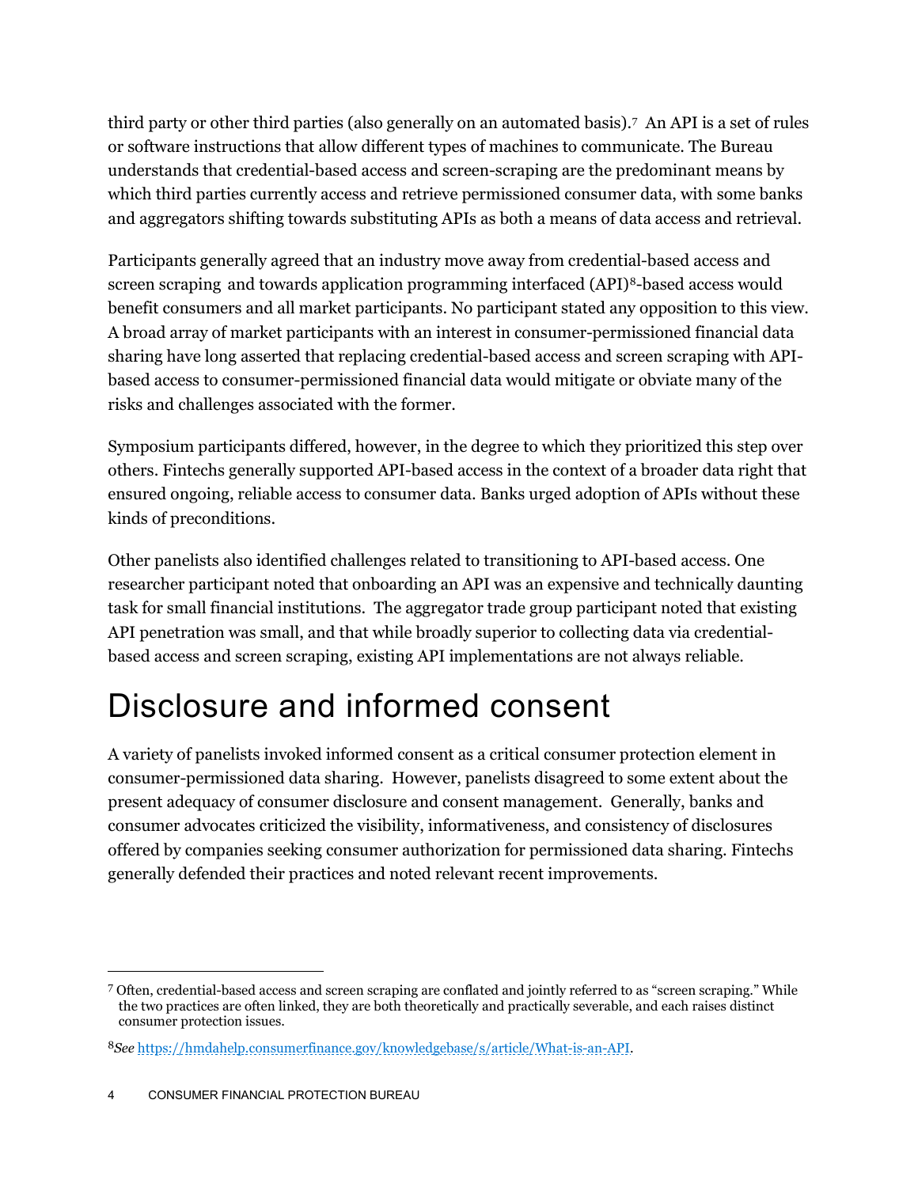third party or other third parties (also generally on an automated basis).[7] An API is a set of rules or software instructions that allow different types of machines to communicate. The Bureau understands that credential-based access and screen-scraping are the predominant means by which third parties currently access and retrieve permissioned consumer data, with some banks and aggregators shifting towards substituting APIs as both a means of data access and retrieval.

Participants generally agreed that an industry move away from credential-based access and screen scraping and towards application programming interfaced (API)[8]-based access would benefit consumers and all market participants. No participant stated any opposition to this view. A broad array of market participants with an interest in consumer-permissioned financial data sharing have long asserted that replacing credential-based access and screen scraping with API-based access to consumer-permissioned financial data would mitigate or obviate many of the risks and challenges associated with the former.

Symposium participants differed, however, in the degree to which they prioritized this step over others. Fintechs generally supported API-based access in the context of a broader data right that ensured ongoing, reliable access to consumer data. Banks urged adoption of APIs without these kinds of preconditions.

Other panelists also identified challenges related to transitioning to API-based access. One researcher participant noted that onboarding an API was an expensive and technically daunting task for small financial institutions. The aggregator trade group participant noted that existing API penetration was small, and that while broadly superior to collecting data via credential-based access and screen scraping, existing API implementations are not always reliable.

# Disclosure and informed consent

A variety of panelists invoked informed consent as a critical consumer protection element in consumer-permissioned data sharing. However, panelists disagreed to some extent about the present adequacy of consumer disclosure and consent management. Generally, banks and consumer advocates criticized the visibility, informativeness, and consistency of disclosures offered by companies seeking consumer authorization for permissioned data sharing. Fintechs generally defended their practices and noted relevant recent improvements.

---

[7] Often, credential-based access and screen scraping are conflated and jointly referred to as "screen scraping." While the two practices are often linked, they are both theoretically and practically severable, and each raises distinct consumer protection issues.

[8] *See* https://hmdahelp.consumerfinance.gov/knowledgebase/s/article/What-is-an-API.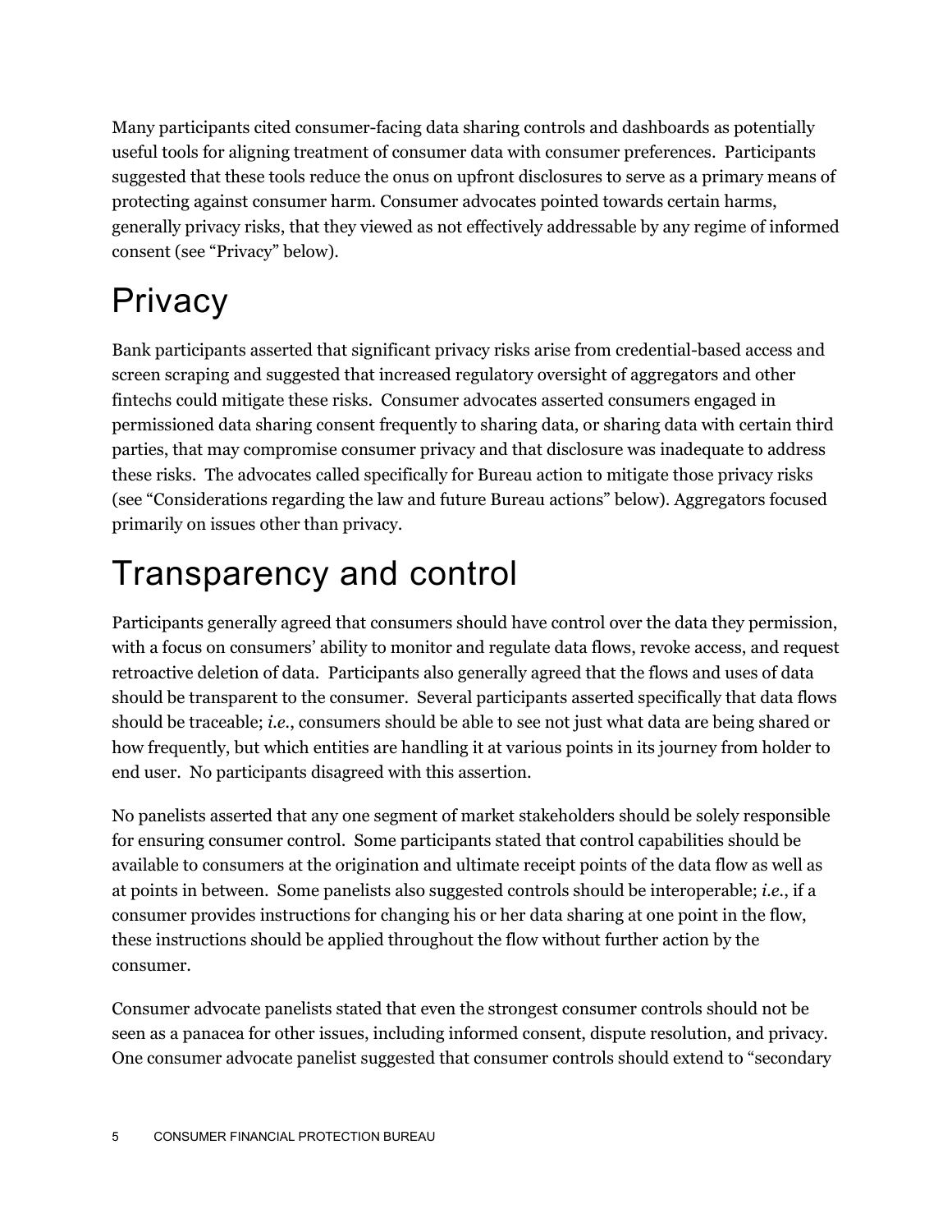Many participants cited consumer-facing data sharing controls and dashboards as potentially useful tools for aligning treatment of consumer data with consumer preferences. Participants suggested that these tools reduce the onus on upfront disclosures to serve as a primary means of protecting against consumer harm. Consumer advocates pointed towards certain harms, generally privacy risks, that they viewed as not effectively addressable by any regime of informed consent (see "Privacy" below).

# Privacy

Bank participants asserted that significant privacy risks arise from credential-based access and screen scraping and suggested that increased regulatory oversight of aggregators and other fintechs could mitigate these risks. Consumer advocates asserted consumers engaged in permissioned data sharing consent frequently to sharing data, or sharing data with certain third parties, that may compromise consumer privacy and that disclosure was inadequate to address these risks. The advocates called specifically for Bureau action to mitigate those privacy risks (see "Considerations regarding the law and future Bureau actions" below). Aggregators focused primarily on issues other than privacy.

# Transparency and control

Participants generally agreed that consumers should have control over the data they permission, with a focus on consumers' ability to monitor and regulate data flows, revoke access, and request retroactive deletion of data. Participants also generally agreed that the flows and uses of data should be transparent to the consumer. Several participants asserted specifically that data flows should be traceable; *i.e.*, consumers should be able to see not just what data are being shared or how frequently, but which entities are handling it at various points in its journey from holder to end user. No participants disagreed with this assertion.

No panelists asserted that any one segment of market stakeholders should be solely responsible for ensuring consumer control. Some participants stated that control capabilities should be available to consumers at the origination and ultimate receipt points of the data flow as well as at points in between. Some panelists also suggested controls should be interoperable; *i.e.*, if a consumer provides instructions for changing his or her data sharing at one point in the flow, these instructions should be applied throughout the flow without further action by the consumer.

Consumer advocate panelists stated that even the strongest consumer controls should not be seen as a panacea for other issues, including informed consent, dispute resolution, and privacy. One consumer advocate panelist suggested that consumer controls should extend to "secondary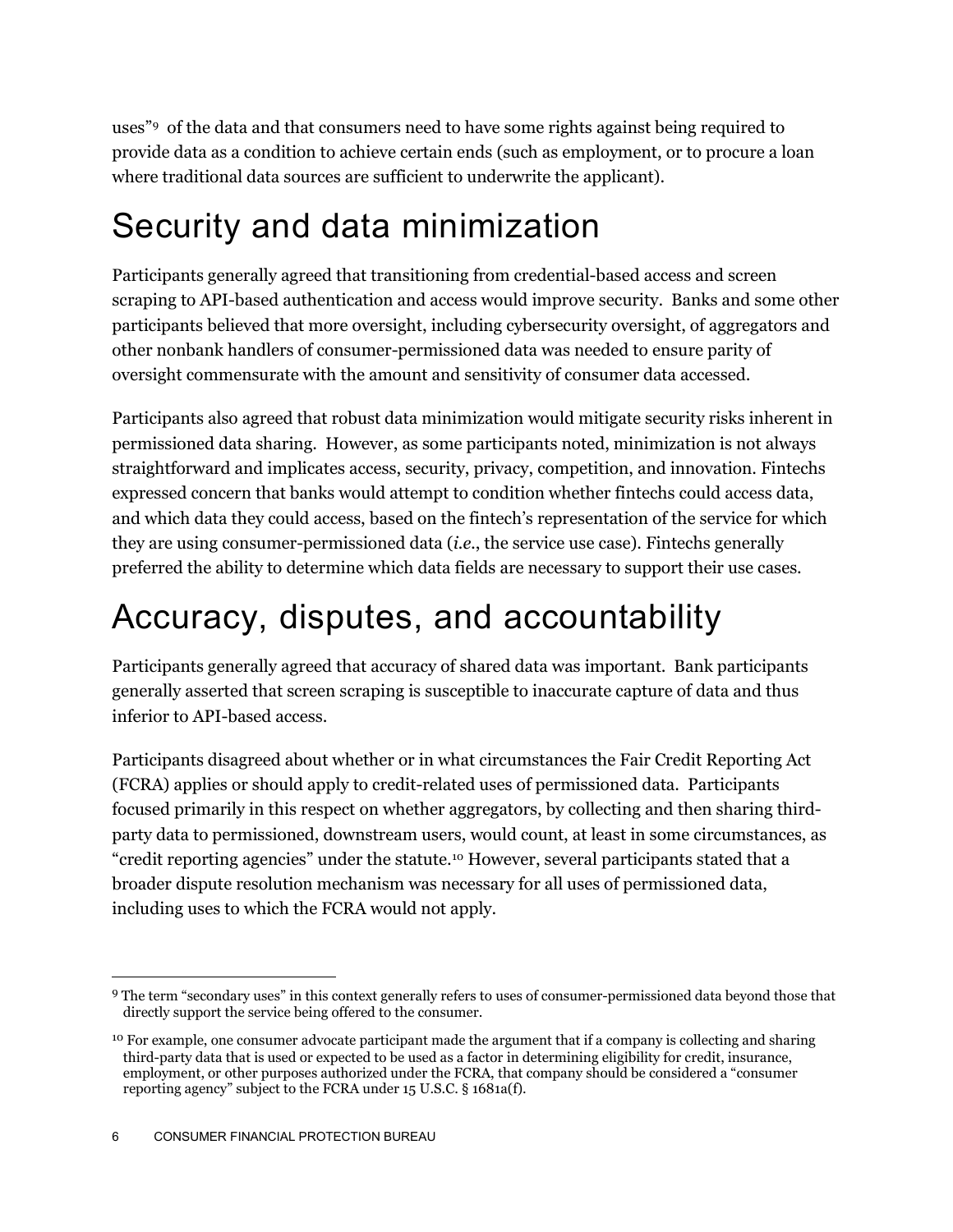uses"[9] of the data and that consumers need to have some rights against being required to provide data as a condition to achieve certain ends (such as employment, or to procure a loan where traditional data sources are sufficient to underwrite the applicant).

# Security and data minimization

Participants generally agreed that transitioning from credential-based access and screen scraping to API-based authentication and access would improve security. Banks and some other participants believed that more oversight, including cybersecurity oversight, of aggregators and other nonbank handlers of consumer-permissioned data was needed to ensure parity of oversight commensurate with the amount and sensitivity of consumer data accessed.

Participants also agreed that robust data minimization would mitigate security risks inherent in permissioned data sharing. However, as some participants noted, minimization is not always straightforward and implicates access, security, privacy, competition, and innovation. Fintechs expressed concern that banks would attempt to condition whether fintechs could access data, and which data they could access, based on the fintech's representation of the service for which they are using consumer-permissioned data (*i.e.*, the service use case). Fintechs generally preferred the ability to determine which data fields are necessary to support their use cases.

# Accuracy, disputes, and accountability

Participants generally agreed that accuracy of shared data was important. Bank participants generally asserted that screen scraping is susceptible to inaccurate capture of data and thus inferior to API-based access.

Participants disagreed about whether or in what circumstances the Fair Credit Reporting Act (FCRA) applies or should apply to credit-related uses of permissioned data. Participants focused primarily in this respect on whether aggregators, by collecting and then sharing third-party data to permissioned, downstream users, would count, at least in some circumstances, as "credit reporting agencies" under the statute.[10] However, several participants stated that a broader dispute resolution mechanism was necessary for all uses of permissioned data, including uses to which the FCRA would not apply.

---

[9] The term "secondary uses" in this context generally refers to uses of consumer-permissioned data beyond those that directly support the service being offered to the consumer.

[10] For example, one consumer advocate participant made the argument that if a company is collecting and sharing third-party data that is used or expected to be used as a factor in determining eligibility for credit, insurance, employment, or other purposes authorized under the FCRA, that company should be considered a "consumer reporting agency" subject to the FCRA under 15 U.S.C. § 1681a(f).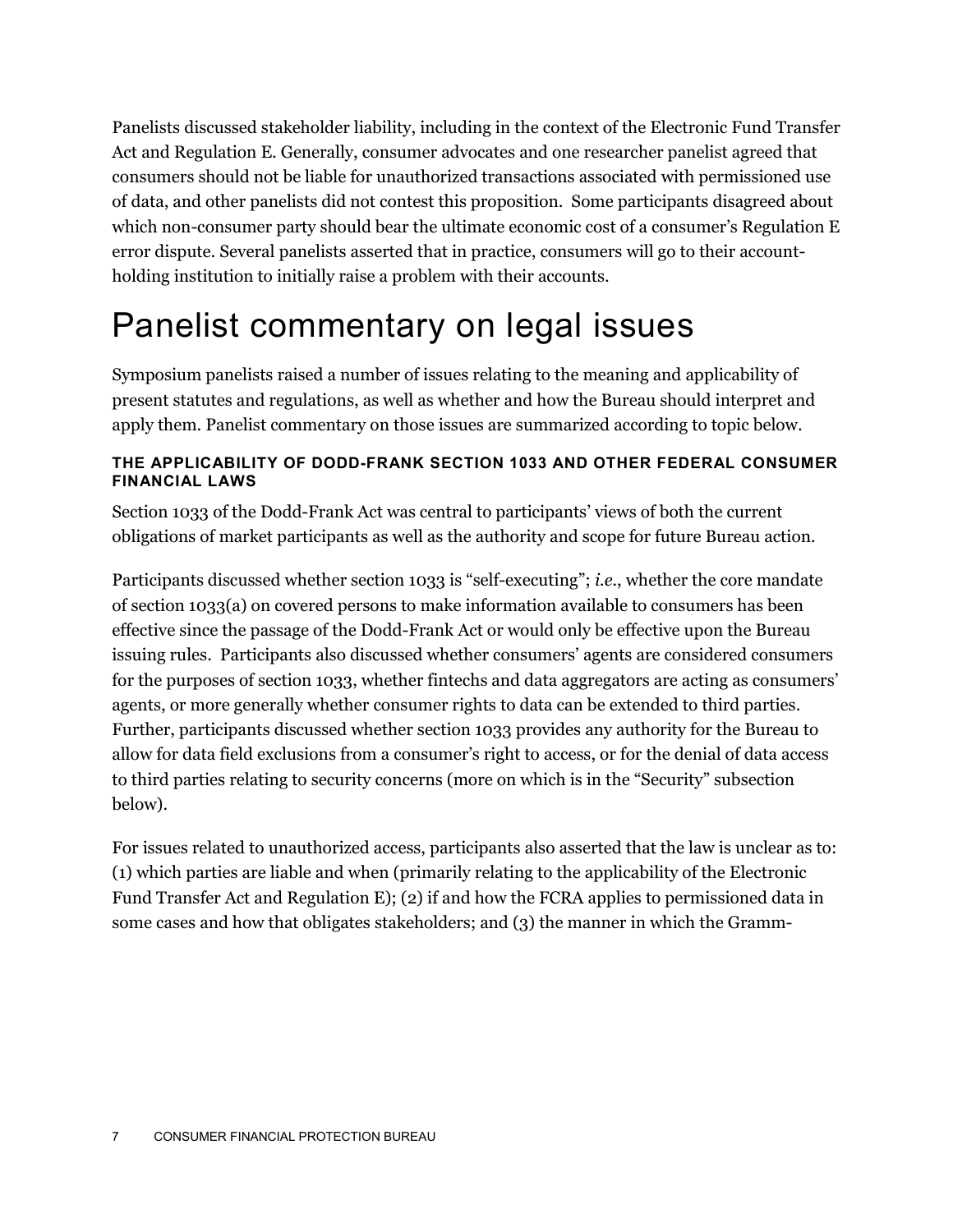Panelists discussed stakeholder liability, including in the context of the Electronic Fund Transfer Act and Regulation E. Generally, consumer advocates and one researcher panelist agreed that consumers should not be liable for unauthorized transactions associated with permissioned use of data, and other panelists did not contest this proposition.  Some participants disagreed about which non-consumer party should bear the ultimate economic cost of a consumer's Regulation E error dispute. Several panelists asserted that in practice, consumers will go to their account-holding institution to initially raise a problem with their accounts.

# Panelist commentary on legal issues

Symposium panelists raised a number of issues relating to the meaning and applicability of present statutes and regulations, as well as whether and how the Bureau should interpret and apply them. Panelist commentary on those issues are summarized according to topic below.

#### THE APPLICABILITY OF DODD-FRANK SECTION 1033 AND OTHER FEDERAL CONSUMER FINANCIAL LAWS

Section 1033 of the Dodd-Frank Act was central to participants' views of both the current obligations of market participants as well as the authority and scope for future Bureau action.

Participants discussed whether section 1033 is "self-executing"; *i.e.*, whether the core mandate of section 1033(a) on covered persons to make information available to consumers has been effective since the passage of the Dodd-Frank Act or would only be effective upon the Bureau issuing rules.  Participants also discussed whether consumers' agents are considered consumers for the purposes of section 1033, whether fintechs and data aggregators are acting as consumers' agents, or more generally whether consumer rights to data can be extended to third parties. Further, participants discussed whether section 1033 provides any authority for the Bureau to allow for data field exclusions from a consumer's right to access, or for the denial of data access to third parties relating to security concerns (more on which is in the "Security" subsection below).

For issues related to unauthorized access, participants also asserted that the law is unclear as to: (1) which parties are liable and when (primarily relating to the applicability of the Electronic Fund Transfer Act and Regulation E); (2) if and how the FCRA applies to permissioned data in some cases and how that obligates stakeholders; and (3) the manner in which the Gramm-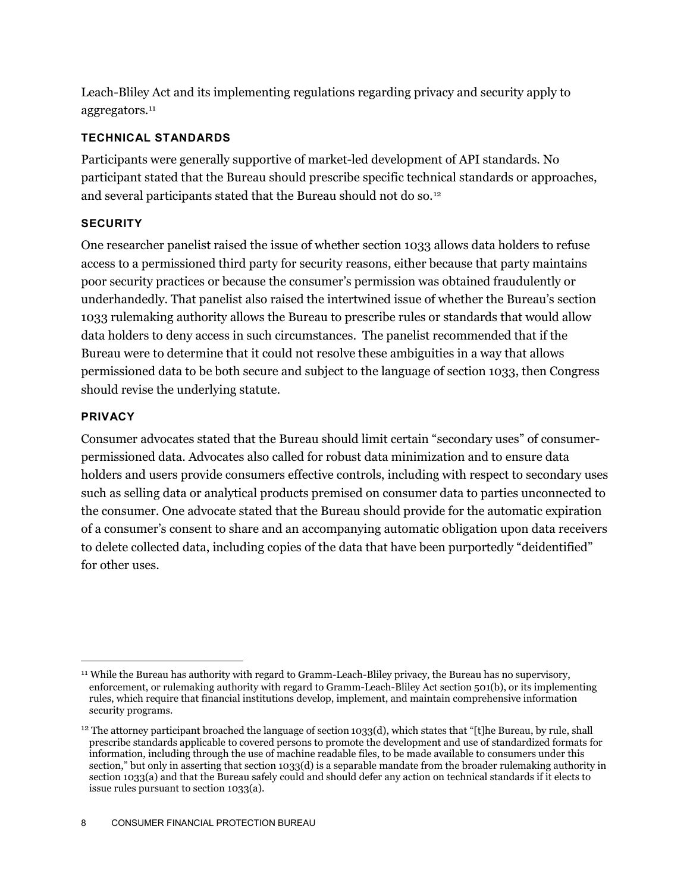Leach-Bliley Act and its implementing regulations regarding privacy and security apply to aggregators.[11]

### TECHNICAL STANDARDS

Participants were generally supportive of market-led development of API standards. No participant stated that the Bureau should prescribe specific technical standards or approaches, and several participants stated that the Bureau should not do so.[12]

### SECURITY

One researcher panelist raised the issue of whether section 1033 allows data holders to refuse access to a permissioned third party for security reasons, either because that party maintains poor security practices or because the consumer's permission was obtained fraudulently or underhandedly. That panelist also raised the intertwined issue of whether the Bureau's section 1033 rulemaking authority allows the Bureau to prescribe rules or standards that would allow data holders to deny access in such circumstances. The panelist recommended that if the Bureau were to determine that it could not resolve these ambiguities in a way that allows permissioned data to be both secure and subject to the language of section 1033, then Congress should revise the underlying statute.

### PRIVACY

Consumer advocates stated that the Bureau should limit certain "secondary uses" of consumer-permissioned data. Advocates also called for robust data minimization and to ensure data holders and users provide consumers effective controls, including with respect to secondary uses such as selling data or analytical products premised on consumer data to parties unconnected to the consumer. One advocate stated that the Bureau should provide for the automatic expiration of a consumer's consent to share and an accompanying automatic obligation upon data receivers to delete collected data, including copies of the data that have been purportedly "deidentified" for other uses.

---

[11] While the Bureau has authority with regard to Gramm-Leach-Bliley privacy, the Bureau has no supervisory, enforcement, or rulemaking authority with regard to Gramm-Leach-Bliley Act section 501(b), or its implementing rules, which require that financial institutions develop, implement, and maintain comprehensive information security programs.

[12] The attorney participant broached the language of section 1033(d), which states that "[t]he Bureau, by rule, shall prescribe standards applicable to covered persons to promote the development and use of standardized formats for information, including through the use of machine readable files, to be made available to consumers under this section," but only in asserting that section 1033(d) is a separable mandate from the broader rulemaking authority in section 1033(a) and that the Bureau safely could and should defer any action on technical standards if it elects to issue rules pursuant to section 1033(a).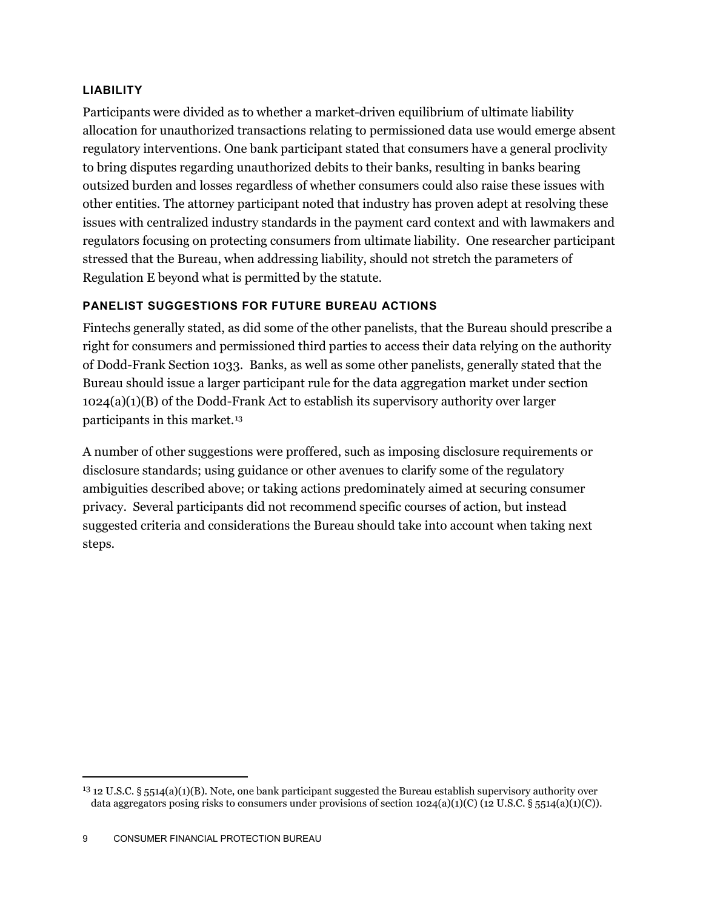### LIABILITY

Participants were divided as to whether a market-driven equilibrium of ultimate liability allocation for unauthorized transactions relating to permissioned data use would emerge absent regulatory interventions. One bank participant stated that consumers have a general proclivity to bring disputes regarding unauthorized debits to their banks, resulting in banks bearing outsized burden and losses regardless of whether consumers could also raise these issues with other entities. The attorney participant noted that industry has proven adept at resolving these issues with centralized industry standards in the payment card context and with lawmakers and regulators focusing on protecting consumers from ultimate liability. One researcher participant stressed that the Bureau, when addressing liability, should not stretch the parameters of Regulation E beyond what is permitted by the statute.

### PANELIST SUGGESTIONS FOR FUTURE BUREAU ACTIONS

Fintechs generally stated, as did some of the other panelists, that the Bureau should prescribe a right for consumers and permissioned third parties to access their data relying on the authority of Dodd-Frank Section 1033. Banks, as well as some other panelists, generally stated that the Bureau should issue a larger participant rule for the data aggregation market under section 1024(a)(1)(B) of the Dodd-Frank Act to establish its supervisory authority over larger participants in this market.[13]

A number of other suggestions were proffered, such as imposing disclosure requirements or disclosure standards; using guidance or other avenues to clarify some of the regulatory ambiguities described above; or taking actions predominately aimed at securing consumer privacy. Several participants did not recommend specific courses of action, but instead suggested criteria and considerations the Bureau should take into account when taking next steps.

---

[13] 12 U.S.C. § 5514(a)(1)(B). Note, one bank participant suggested the Bureau establish supervisory authority over data aggregators posing risks to consumers under provisions of section 1024(a)(1)(C) (12 U.S.C. § 5514(a)(1)(C)).